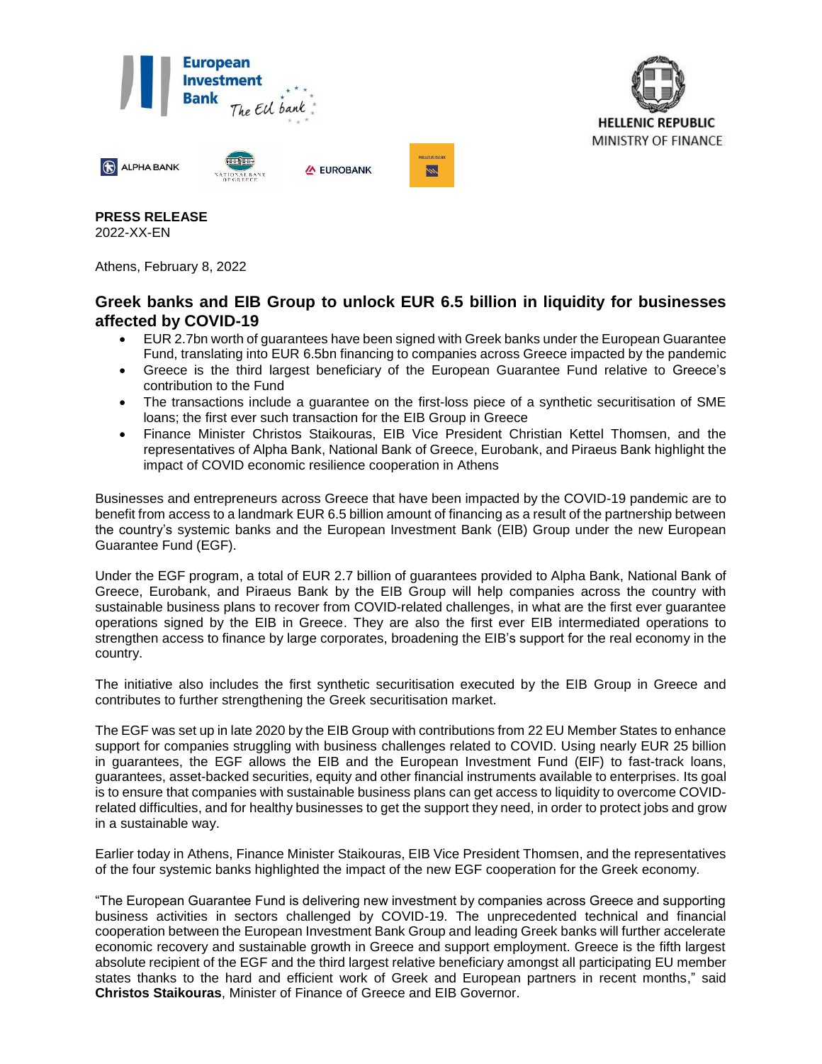European Investment Bank – The EU bank

HELLENIC REPUBLIC
MINISTRY OF FINANCE

ALPHA BANK | NATIONAL BANK OF GREECE | EUROBANK | PIRAEUS BANK

**PRESS RELEASE**
2022-XX-EN

Athens, February 8, 2022

## Greek banks and EIB Group to unlock EUR 6.5 billion in liquidity for businesses affected by COVID-19

- EUR 2.7bn worth of guarantees have been signed with Greek banks under the European Guarantee Fund, translating into EUR 6.5bn financing to companies across Greece impacted by the pandemic
- Greece is the third largest beneficiary of the European Guarantee Fund relative to Greece's contribution to the Fund
- The transactions include a guarantee on the first-loss piece of a synthetic securitisation of SME loans; the first ever such transaction for the EIB Group in Greece
- Finance Minister Christos Staikouras, EIB Vice President Christian Kettel Thomsen, and the representatives of Alpha Bank, National Bank of Greece, Eurobank, and Piraeus Bank highlight the impact of COVID economic resilience cooperation in Athens

Businesses and entrepreneurs across Greece that have been impacted by the COVID-19 pandemic are to benefit from access to a landmark EUR 6.5 billion amount of financing as a result of the partnership between the country's systemic banks and the European Investment Bank (EIB) Group under the new European Guarantee Fund (EGF).

Under the EGF program, a total of EUR 2.7 billion of guarantees provided to Alpha Bank, National Bank of Greece, Eurobank, and Piraeus Bank by the EIB Group will help companies across the country with sustainable business plans to recover from COVID-related challenges, in what are the first ever guarantee operations signed by the EIB in Greece. They are also the first ever EIB intermediated operations to strengthen access to finance by large corporates, broadening the EIB's support for the real economy in the country.

The initiative also includes the first synthetic securitisation executed by the EIB Group in Greece and contributes to further strengthening the Greek securitisation market.

The EGF was set up in late 2020 by the EIB Group with contributions from 22 EU Member States to enhance support for companies struggling with business challenges related to COVID. Using nearly EUR 25 billion in guarantees, the EGF allows the EIB and the European Investment Fund (EIF) to fast-track loans, guarantees, asset-backed securities, equity and other financial instruments available to enterprises. Its goal is to ensure that companies with sustainable business plans can get access to liquidity to overcome COVID-related difficulties, and for healthy businesses to get the support they need, in order to protect jobs and grow in a sustainable way.

Earlier today in Athens, Finance Minister Staikouras, EIB Vice President Thomsen, and the representatives of the four systemic banks highlighted the impact of the new EGF cooperation for the Greek economy.

"The European Guarantee Fund is delivering new investment by companies across Greece and supporting business activities in sectors challenged by COVID-19. The unprecedented technical and financial cooperation between the European Investment Bank Group and leading Greek banks will further accelerate economic recovery and sustainable growth in Greece and support employment. Greece is the fifth largest absolute recipient of the EGF and the third largest relative beneficiary amongst all participating EU member states thanks to the hard and efficient work of Greek and European partners in recent months," said **Christos Staikouras**, Minister of Finance of Greece and EIB Governor.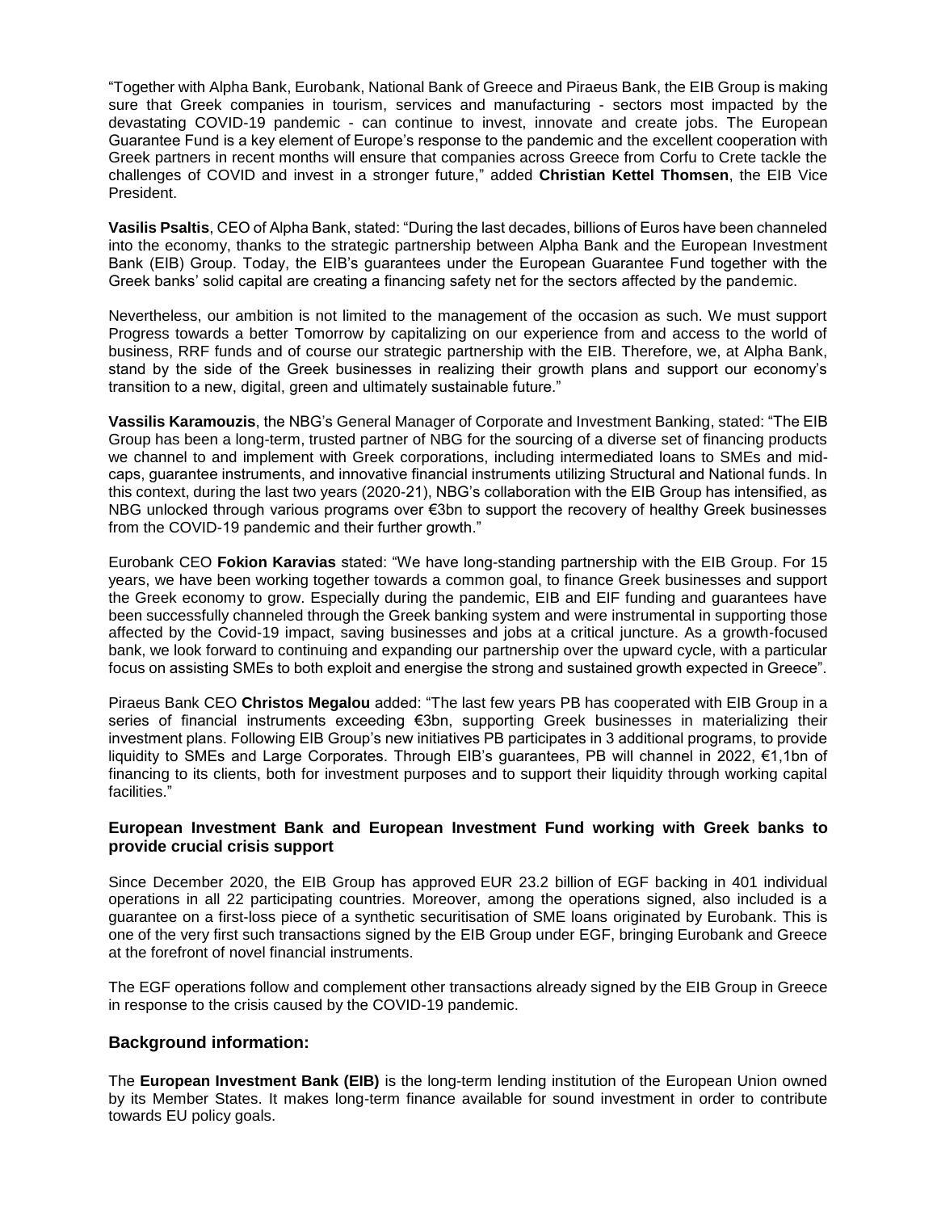"Together with Alpha Bank, Eurobank, National Bank of Greece and Piraeus Bank, the EIB Group is making sure that Greek companies in tourism, services and manufacturing - sectors most impacted by the devastating COVID-19 pandemic - can continue to invest, innovate and create jobs. The European Guarantee Fund is a key element of Europe's response to the pandemic and the excellent cooperation with Greek partners in recent months will ensure that companies across Greece from Corfu to Crete tackle the challenges of COVID and invest in a stronger future," added **Christian Kettel Thomsen**, the EIB Vice President.

**Vasilis Psaltis**, CEO of Alpha Bank, stated: "During the last decades, billions of Euros have been channeled into the economy, thanks to the strategic partnership between Alpha Bank and the European Investment Bank (EIB) Group. Today, the EIB's guarantees under the European Guarantee Fund together with the Greek banks' solid capital are creating a financing safety net for the sectors affected by the pandemic.

Nevertheless, our ambition is not limited to the management of the occasion as such. We must support Progress towards a better Tomorrow by capitalizing on our experience from and access to the world of business, RRF funds and of course our strategic partnership with the EIB. Therefore, we, at Alpha Bank, stand by the side of the Greek businesses in realizing their growth plans and support our economy's transition to a new, digital, green and ultimately sustainable future."

**Vassilis Karamouzis**, the NBG's General Manager of Corporate and Investment Banking, stated: "The EIB Group has been a long-term, trusted partner of NBG for the sourcing of a diverse set of financing products we channel to and implement with Greek corporations, including intermediated loans to SMEs and mid-caps, guarantee instruments, and innovative financial instruments utilizing Structural and National funds. In this context, during the last two years (2020-21), NBG's collaboration with the EIB Group has intensified, as NBG unlocked through various programs over €3bn to support the recovery of healthy Greek businesses from the COVID-19 pandemic and their further growth."

Eurobank CEO **Fokion Karavias** stated: "We have long-standing partnership with the EIB Group. For 15 years, we have been working together towards a common goal, to finance Greek businesses and support the Greek economy to grow. Especially during the pandemic, EIB and EIF funding and guarantees have been successfully channeled through the Greek banking system and were instrumental in supporting those affected by the Covid-19 impact, saving businesses and jobs at a critical juncture. As a growth-focused bank, we look forward to continuing and expanding our partnership over the upward cycle, with a particular focus on assisting SMEs to both exploit and energise the strong and sustained growth expected in Greece".

Piraeus Bank CEO **Christos Megalou** added: "The last few years PB has cooperated with EIB Group in a series of financial instruments exceeding €3bn, supporting Greek businesses in materializing their investment plans. Following EIB Group's new initiatives PB participates in 3 additional programs, to provide liquidity to SMEs and Large Corporates. Through EIB's guarantees, PB will channel in 2022, €1,1bn of financing to its clients, both for investment purposes and to support their liquidity through working capital facilities."

### European Investment Bank and European Investment Fund working with Greek banks to provide crucial crisis support

Since December 2020, the EIB Group has approved EUR 23.2 billion of EGF backing in 401 individual operations in all 22 participating countries. Moreover, among the operations signed, also included is a guarantee on a first-loss piece of a synthetic securitisation of SME loans originated by Eurobank. This is one of the very first such transactions signed by the EIB Group under EGF, bringing Eurobank and Greece at the forefront of novel financial instruments.

The EGF operations follow and complement other transactions already signed by the EIB Group in Greece in response to the crisis caused by the COVID-19 pandemic.

## Background information:

The **European Investment Bank (EIB)** is the long-term lending institution of the European Union owned by its Member States. It makes long-term finance available for sound investment in order to contribute towards EU policy goals.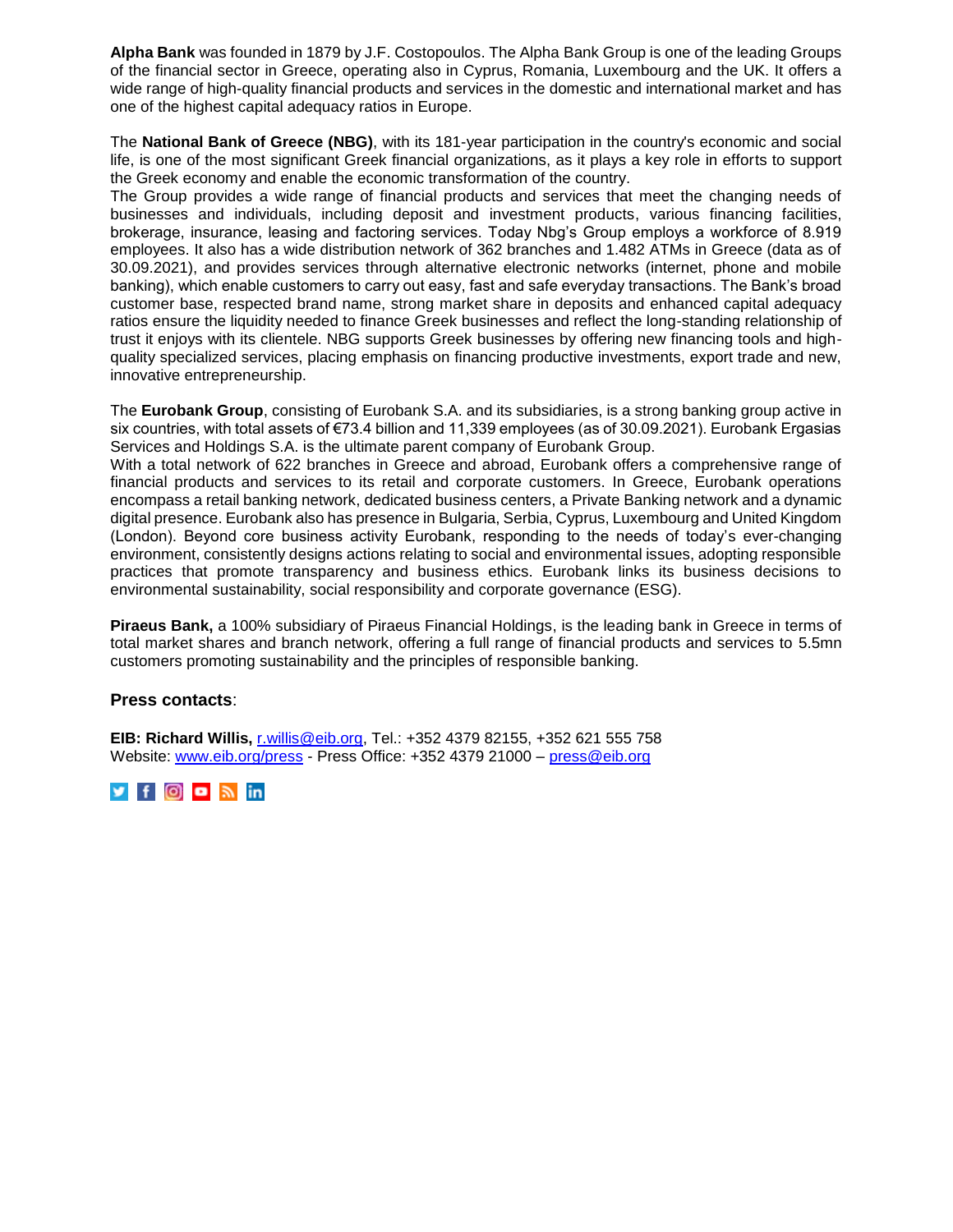**Alpha Bank** was founded in 1879 by J.F. Costopoulos. The Alpha Bank Group is one of the leading Groups of the financial sector in Greece, operating also in Cyprus, Romania, Luxembourg and the UK. It offers a wide range of high-quality financial products and services in the domestic and international market and has one of the highest capital adequacy ratios in Europe.

The **National Bank of Greece (NBG)**, with its 181-year participation in the country's economic and social life, is one of the most significant Greek financial organizations, as it plays a key role in efforts to support the Greek economy and enable the economic transformation of the country.
The Group provides a wide range of financial products and services that meet the changing needs of businesses and individuals, including deposit and investment products, various financing facilities, brokerage, insurance, leasing and factoring services. Today Nbg's Group employs a workforce of 8.919 employees. It also has a wide distribution network of 362 branches and 1.482 ATMs in Greece (data as of 30.09.2021), and provides services through alternative electronic networks (internet, phone and mobile banking), which enable customers to carry out easy, fast and safe everyday transactions. The Bank's broad customer base, respected brand name, strong market share in deposits and enhanced capital adequacy ratios ensure the liquidity needed to finance Greek businesses and reflect the long-standing relationship of trust it enjoys with its clientele. NBG supports Greek businesses by offering new financing tools and high-quality specialized services, placing emphasis on financing productive investments, export trade and new, innovative entrepreneurship.

The **Eurobank Group**, consisting of Eurobank S.A. and its subsidiaries, is a strong banking group active in six countries, with total assets of €73.4 billion and 11,339 employees (as of 30.09.2021). Eurobank Ergasias Services and Holdings S.A. is the ultimate parent company of Eurobank Group.
With a total network of 622 branches in Greece and abroad, Eurobank offers a comprehensive range of financial products and services to its retail and corporate customers. In Greece, Eurobank operations encompass a retail banking network, dedicated business centers, a Private Banking network and a dynamic digital presence. Eurobank also has presence in Bulgaria, Serbia, Cyprus, Luxembourg and United Kingdom (London). Beyond core business activity Eurobank, responding to the needs of today's ever-changing environment, consistently designs actions relating to social and environmental issues, adopting responsible practices that promote transparency and business ethics. Eurobank links its business decisions to environmental sustainability, social responsibility and corporate governance (ESG).

**Piraeus Bank,** a 100% subsidiary of Piraeus Financial Holdings, is the leading bank in Greece in terms of total market shares and branch network, offering a full range of financial products and services to 5.5mn customers promoting sustainability and the principles of responsible banking.

## Press contacts:

**EIB: Richard Willis,** r.willis@eib.org, Tel.: +352 4379 82155, +352 621 555 758
Website: www.eib.org/press - Press Office: +352 4379 21000 – press@eib.org